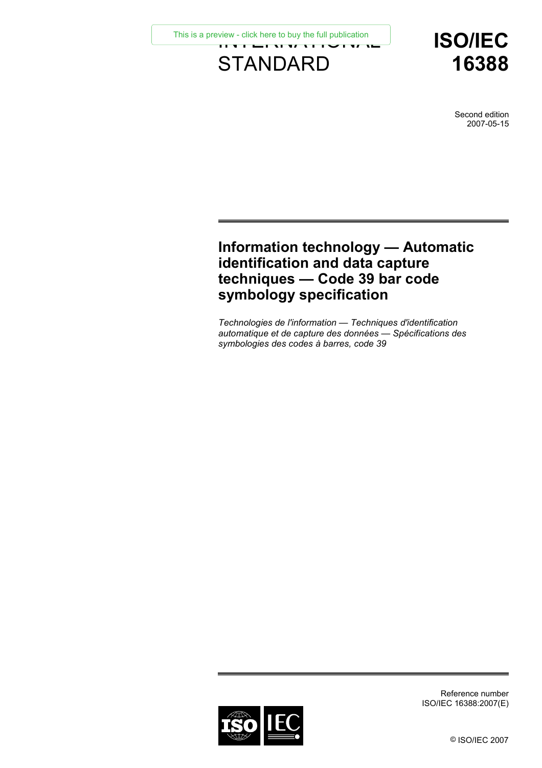INTERNATIONAL STANDARD

# ISO/IEC 16388

Second edition
2007-05-15

# Information technology — Automatic identification and data capture techniques — Code 39 bar code symbology specification

*Technologies de l'information — Techniques d'identification automatique et de capture des données — Spécifications des symbologies des codes à barres, code 39*

Reference number
ISO/IEC 16388:2007(E)

© ISO/IEC 2007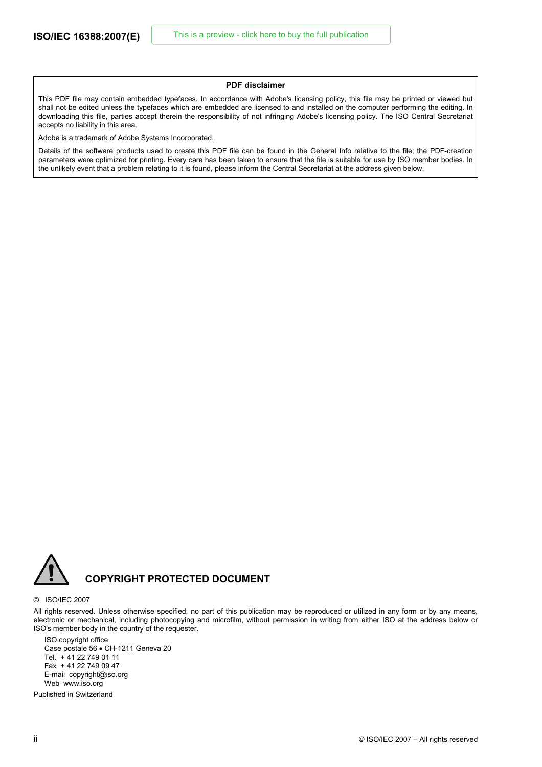**PDF disclaimer**

This PDF file may contain embedded typefaces. In accordance with Adobe's licensing policy, this file may be printed or viewed but shall not be edited unless the typefaces which are embedded are licensed to and installed on the computer performing the editing. In downloading this file, parties accept therein the responsibility of not infringing Adobe's licensing policy. The ISO Central Secretariat accepts no liability in this area.

Adobe is a trademark of Adobe Systems Incorporated.

Details of the software products used to create this PDF file can be found in the General Info relative to the file; the PDF-creation parameters were optimized for printing. Every care has been taken to ensure that the file is suitable for use by ISO member bodies. In the unlikely event that a problem relating to it is found, please inform the Central Secretariat at the address given below.

**COPYRIGHT PROTECTED DOCUMENT**

© ISO/IEC 2007

All rights reserved. Unless otherwise specified, no part of this publication may be reproduced or utilized in any form or by any means, electronic or mechanical, including photocopying and microfilm, without permission in writing from either ISO at the address below or ISO's member body in the country of the requester.

ISO copyright office
Case postale 56 • CH-1211 Geneva 20
Tel. + 41 22 749 01 11
Fax + 41 22 749 09 47
E-mail copyright@iso.org
Web www.iso.org

Published in Switzerland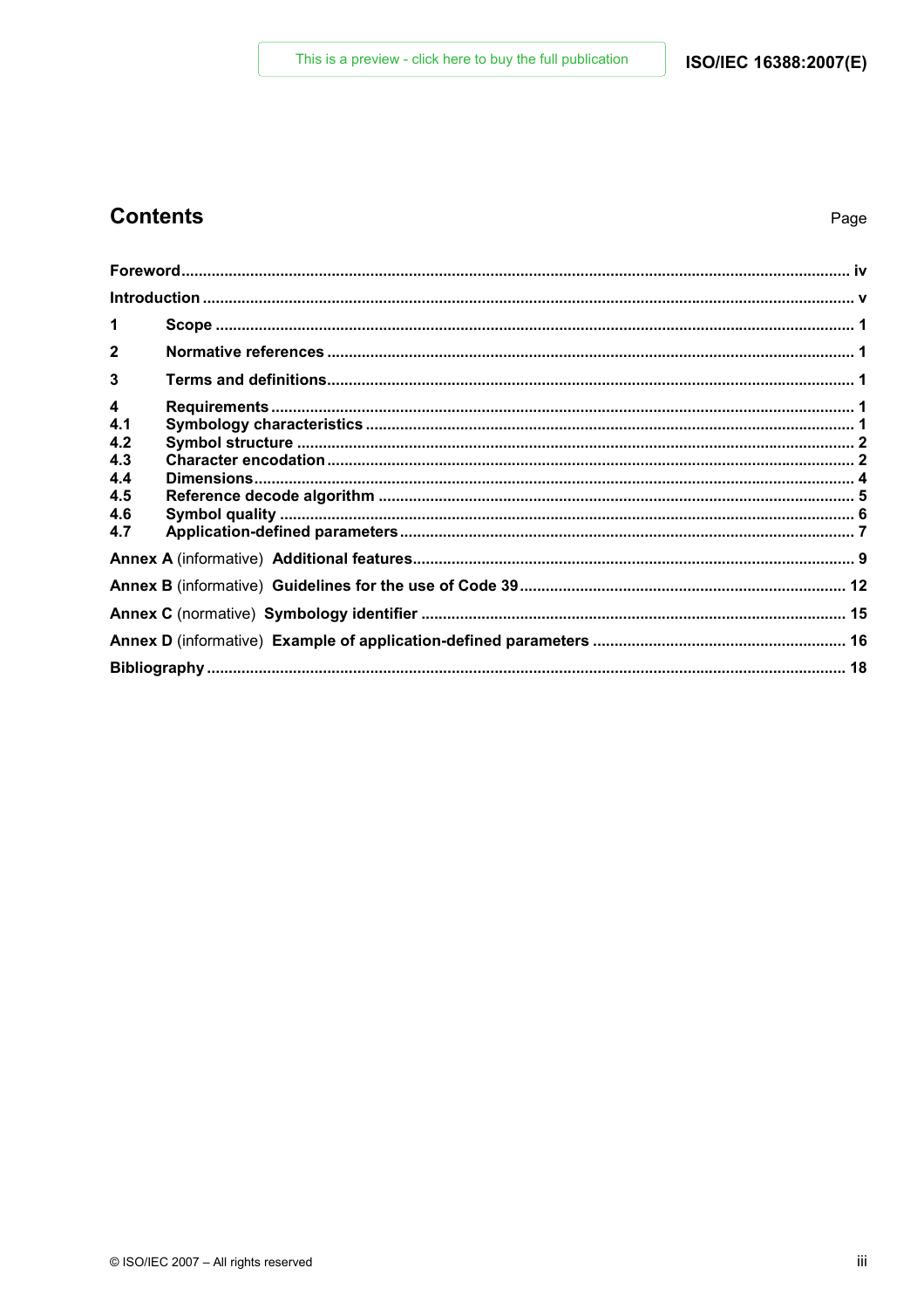## Contents

Page

| | | |
|---|---|---|
| **Foreword** | | iv |
| **Introduction** | | v |
| **1** | **Scope** | 1 |
| **2** | **Normative references** | 1 |
| **3** | **Terms and definitions** | 1 |
| **4** | **Requirements** | 1 |
| **4.1** | **Symbology characteristics** | 1 |
| **4.2** | **Symbol structure** | 2 |
| **4.3** | **Character encodation** | 2 |
| **4.4** | **Dimensions** | 4 |
| **4.5** | **Reference decode algorithm** | 5 |
| **4.6** | **Symbol quality** | 6 |
| **4.7** | **Application-defined parameters** | 7 |
| **Annex A** (informative) | **Additional features** | 9 |
| **Annex B** (informative) | **Guidelines for the use of Code 39** | 12 |
| **Annex C** (normative) | **Symbology identifier** | 15 |
| **Annex D** (informative) | **Example of application-defined parameters** | 16 |
| **Bibliography** | | 18 |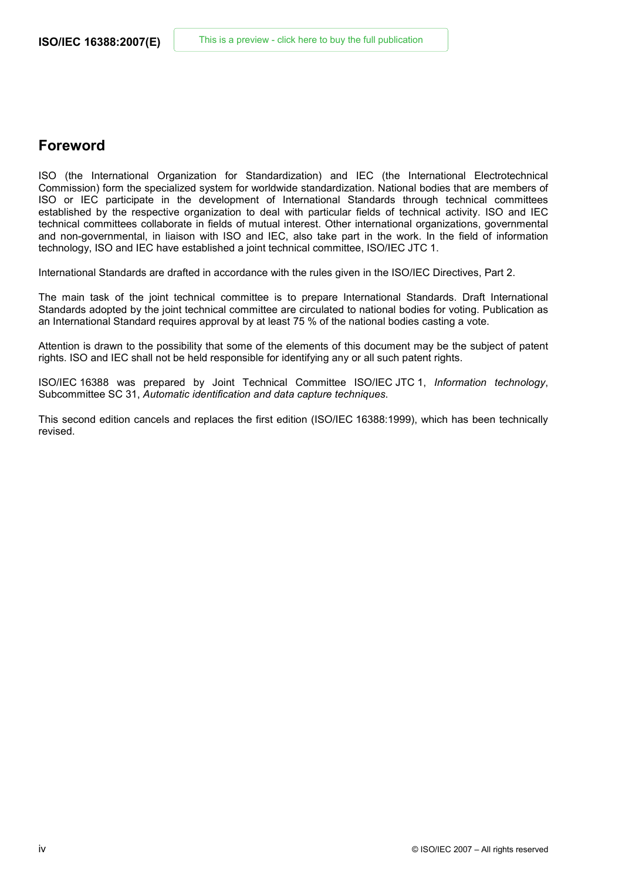## Foreword

ISO (the International Organization for Standardization) and IEC (the International Electrotechnical Commission) form the specialized system for worldwide standardization. National bodies that are members of ISO or IEC participate in the development of International Standards through technical committees established by the respective organization to deal with particular fields of technical activity. ISO and IEC technical committees collaborate in fields of mutual interest. Other international organizations, governmental and non-governmental, in liaison with ISO and IEC, also take part in the work. In the field of information technology, ISO and IEC have established a joint technical committee, ISO/IEC JTC 1.

International Standards are drafted in accordance with the rules given in the ISO/IEC Directives, Part 2.

The main task of the joint technical committee is to prepare International Standards. Draft International Standards adopted by the joint technical committee are circulated to national bodies for voting. Publication as an International Standard requires approval by at least 75 % of the national bodies casting a vote.

Attention is drawn to the possibility that some of the elements of this document may be the subject of patent rights. ISO and IEC shall not be held responsible for identifying any or all such patent rights.

ISO/IEC 16388 was prepared by Joint Technical Committee ISO/IEC JTC 1, *Information technology*, Subcommittee SC 31, *Automatic identification and data capture techniques*.

This second edition cancels and replaces the first edition (ISO/IEC 16388:1999), which has been technically revised.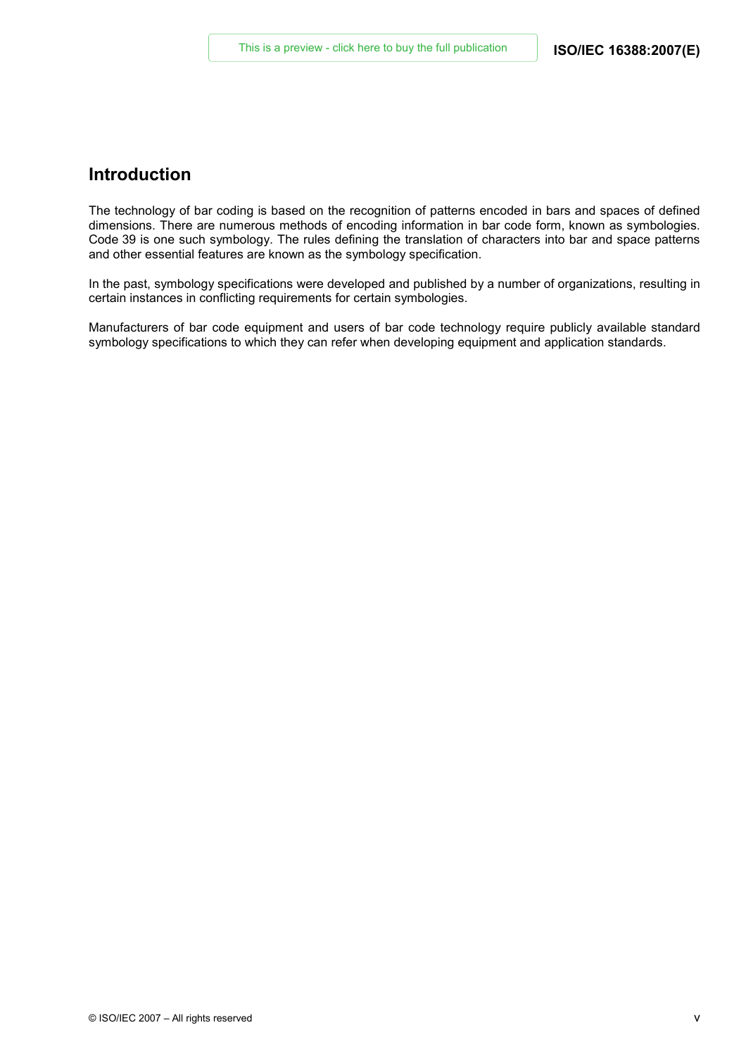## Introduction

The technology of bar coding is based on the recognition of patterns encoded in bars and spaces of defined dimensions. There are numerous methods of encoding information in bar code form, known as symbologies. Code 39 is one such symbology. The rules defining the translation of characters into bar and space patterns and other essential features are known as the symbology specification.

In the past, symbology specifications were developed and published by a number of organizations, resulting in certain instances in conflicting requirements for certain symbologies.

Manufacturers of bar code equipment and users of bar code technology require publicly available standard symbology specifications to which they can refer when developing equipment and application standards.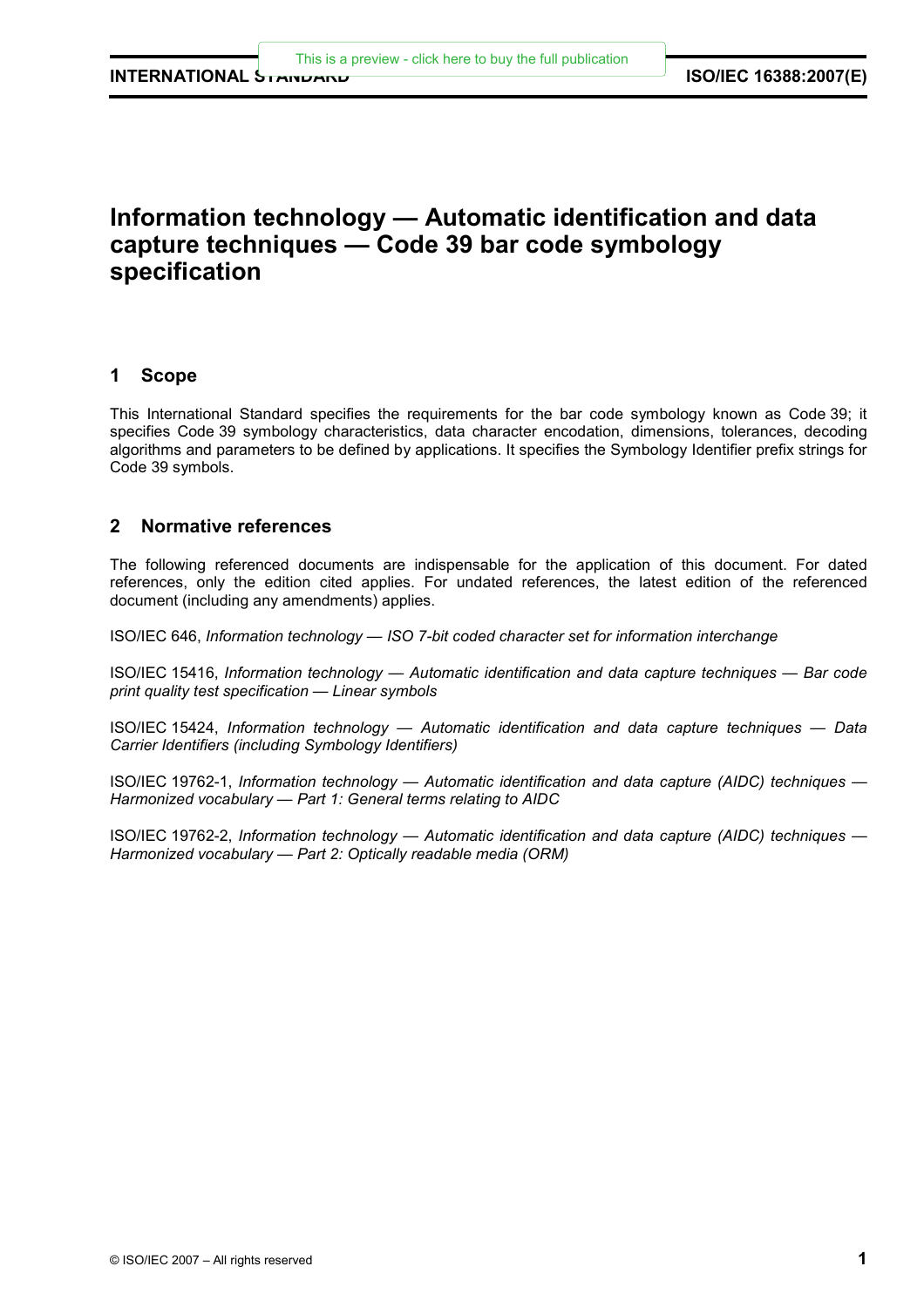# Information technology — Automatic identification and data capture techniques — Code 39 bar code symbology specification

## 1 Scope

This International Standard specifies the requirements for the bar code symbology known as Code 39; it specifies Code 39 symbology characteristics, data character encodation, dimensions, tolerances, decoding algorithms and parameters to be defined by applications. It specifies the Symbology Identifier prefix strings for Code 39 symbols.

## 2 Normative references

The following referenced documents are indispensable for the application of this document. For dated references, only the edition cited applies. For undated references, the latest edition of the referenced document (including any amendments) applies.

ISO/IEC 646, *Information technology — ISO 7-bit coded character set for information interchange*

ISO/IEC 15416, *Information technology — Automatic identification and data capture techniques — Bar code print quality test specification — Linear symbols*

ISO/IEC 15424, *Information technology — Automatic identification and data capture techniques — Data Carrier Identifiers (including Symbology Identifiers)*

ISO/IEC 19762-1, *Information technology — Automatic identification and data capture (AIDC) techniques — Harmonized vocabulary — Part 1: General terms relating to AIDC*

ISO/IEC 19762-2, *Information technology — Automatic identification and data capture (AIDC) techniques — Harmonized vocabulary — Part 2: Optically readable media (ORM)*